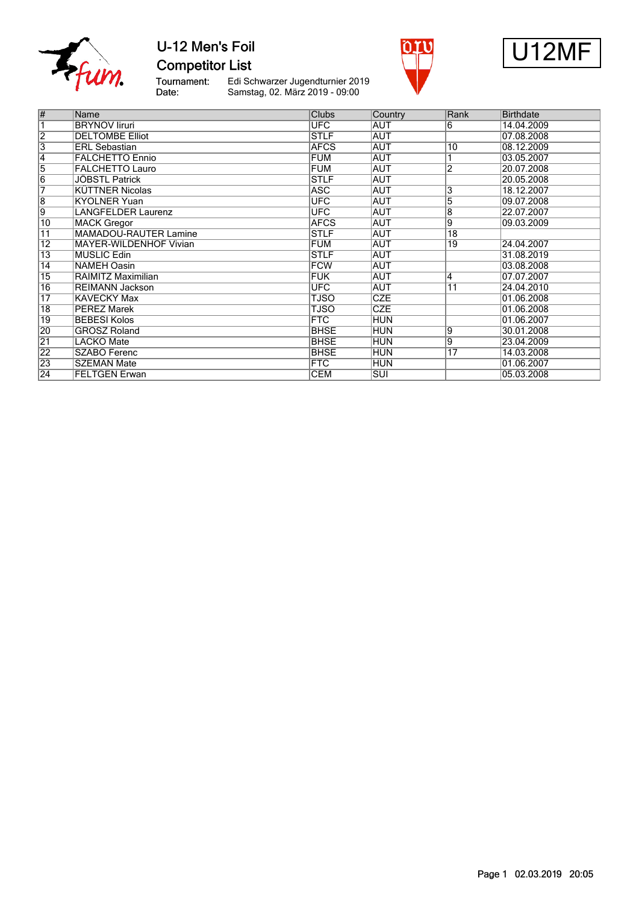# U-12 Men's Foil

## Competitor List

Tournament: Edi Schwarzer Jugendturnier 2019
Date: Samstag, 02. März 2019 - 09:00

U12MF

| # | Name | Clubs | Country | Rank | Birthdate |
|---|---|---|---|---|---|
| 1 | BRYNOV Iiruri | UFC | AUT | 6 | 14.04.2009 |
| 2 | DELTOMBE Elliot | STLF | AUT | | 07.08.2008 |
| 3 | ERL Sebastian | AFCS | AUT | 10 | 08.12.2009 |
| 4 | FALCHETTO Ennio | FUM | AUT | 1 | 03.05.2007 |
| 5 | FALCHETTO Lauro | FUM | AUT | 2 | 20.07.2008 |
| 6 | JÖBSTL Patrick | STLF | AUT | | 20.05.2008 |
| 7 | KÜTTNER Nicolas | ASC | AUT | 3 | 18.12.2007 |
| 8 | KYOLNER Yuan | UFC | AUT | 5 | 09.07.2008 |
| 9 | LANGFELDER Laurenz | UFC | AUT | 8 | 22.07.2007 |
| 10 | MACK Gregor | AFCS | AUT | 9 | 09.03.2009 |
| 11 | MAMADOU-RAUTER Lamine | STLF | AUT | 18 | |
| 12 | MAYER-WILDENHOF Vivian | FUM | AUT | 19 | 24.04.2007 |
| 13 | MUSLIC Edin | STLF | AUT | | 31.08.2019 |
| 14 | NAMEH Oasin | FCW | AUT | | 03.08.2008 |
| 15 | RAIMITZ Maximilian | FUK | AUT | 4 | 07.07.2007 |
| 16 | REIMANN Jackson | UFC | AUT | 11 | 24.04.2010 |
| 17 | KAVECKY Max | TJSO | CZE | | 01.06.2008 |
| 18 | PEREZ Marek | TJSO | CZE | | 01.06.2008 |
| 19 | BEBESI Kolos | FTC | HUN | | 01.06.2007 |
| 20 | GROSZ Roland | BHSE | HUN | 9 | 30.01.2008 |
| 21 | LACKO Mate | BHSE | HUN | 9 | 23.04.2009 |
| 22 | SZABO Ferenc | BHSE | HUN | 17 | 14.03.2008 |
| 23 | SZEMAN Mate | FTC | HUN | | 01.06.2007 |
| 24 | FELTGEN Erwan | CEM | SUI | | 05.03.2008 |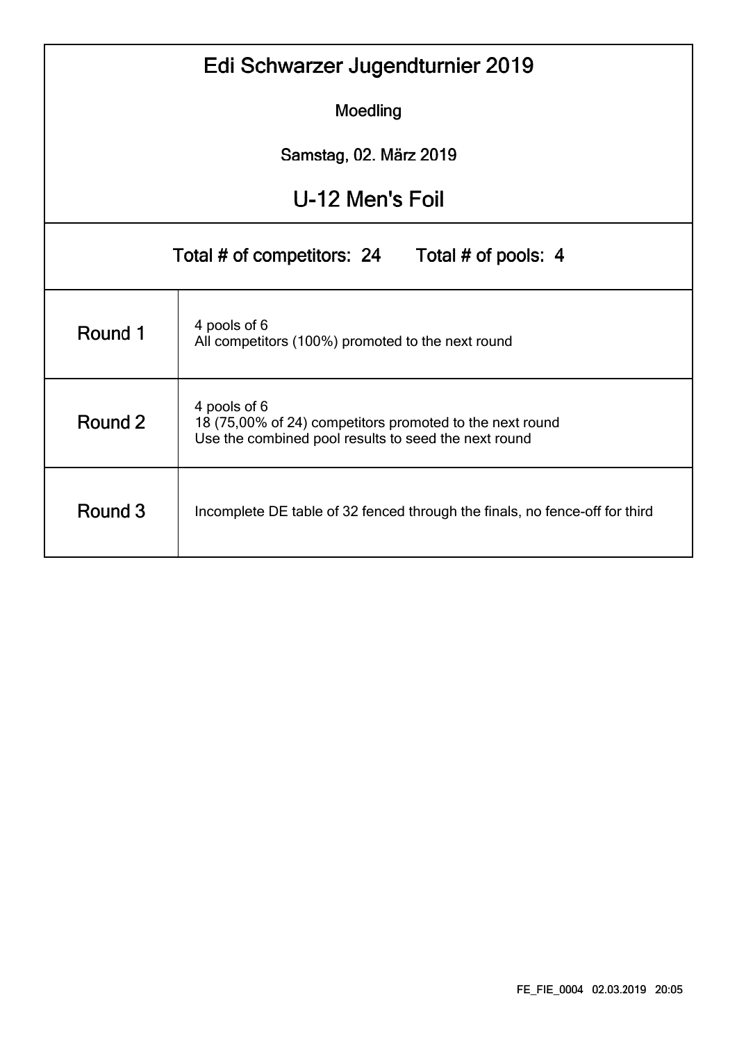# Edi Schwarzer Jugendturnier 2019

Moedling

Samstag, 02. März 2019

## U-12 Men's Foil

Total # of competitors: 24 Total # of pools: 4

| Round | Description |
|---|---|
| Round 1 | 4 pools of 6<br>All competitors (100%) promoted to the next round |
| Round 2 | 4 pools of 6<br>18 (75,00% of 24) competitors promoted to the next round<br>Use the combined pool results to seed the next round |
| Round 3 | Incomplete DE table of 32 fenced through the finals, no fence-off for third |

FE_FIE_0004 02.03.2019 20:05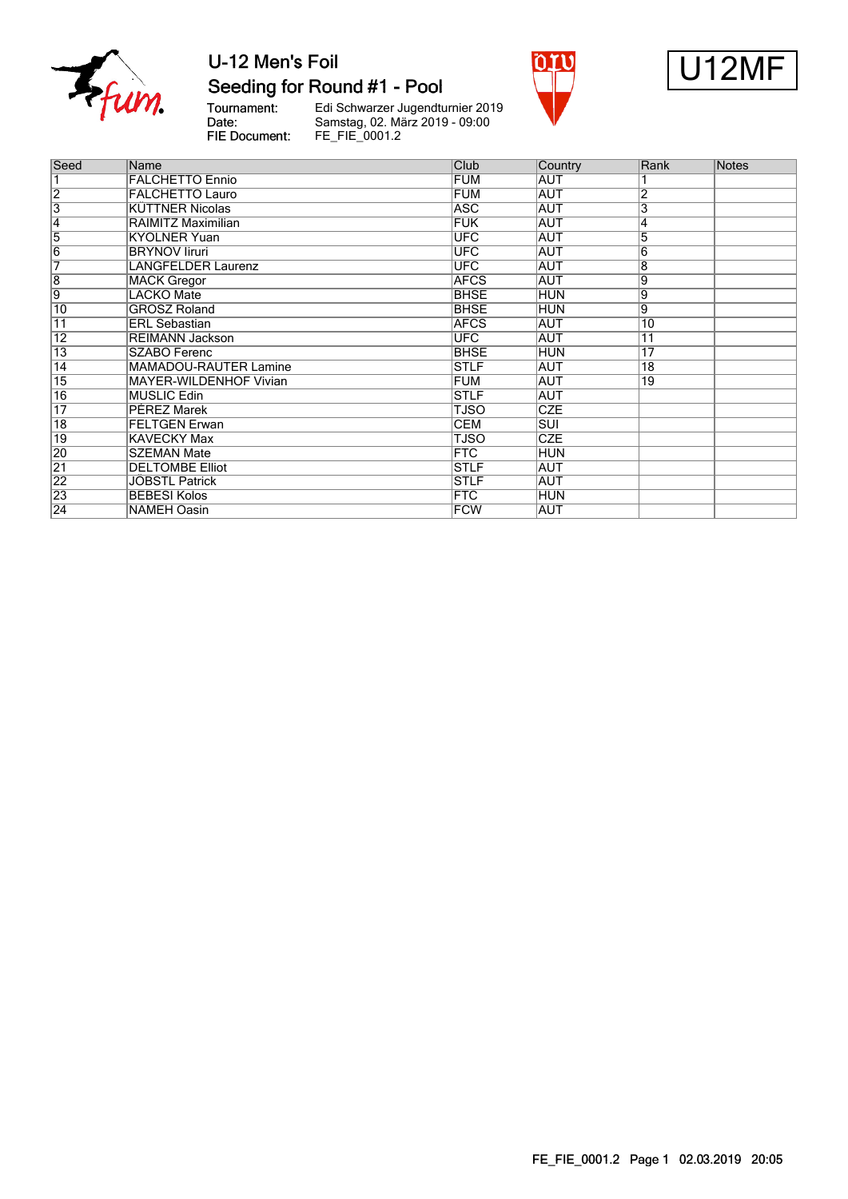# U-12 Men's Foil

## Seeding for Round #1 - Pool

U12MF

Tournament: Edi Schwarzer Jugendturnier 2019
Date: Samstag, 02. März 2019 - 09:00
FIE Document: FE_FIE_0001.2

| Seed | Name | Club | Country | Rank | Notes |
|---|---|---|---|---|---|
| 1 | FALCHETTO Ennio | FUM | AUT | 1 | |
| 2 | FALCHETTO Lauro | FUM | AUT | 2 | |
| 3 | KÜTTNER Nicolas | ASC | AUT | 3 | |
| 4 | RAIMITZ Maximilian | FUK | AUT | 4 | |
| 5 | KYOLNER Yuan | UFC | AUT | 5 | |
| 6 | BRYNOV Iiruri | UFC | AUT | 6 | |
| 7 | LANGFELDER Laurenz | UFC | AUT | 8 | |
| 8 | MACK Gregor | AFCS | AUT | 9 | |
| 9 | LACKO Mate | BHSE | HUN | 9 | |
| 10 | GROSZ Roland | BHSE | HUN | 9 | |
| 11 | ERL Sebastian | AFCS | AUT | 10 | |
| 12 | REIMANN Jackson | UFC | AUT | 11 | |
| 13 | SZABO Ferenc | BHSE | HUN | 17 | |
| 14 | MAMADOU-RAUTER Lamine | STLF | AUT | 18 | |
| 15 | MAYER-WILDENHOF Vivian | FUM | AUT | 19 | |
| 16 | MUSLIC Edin | STLF | AUT | | |
| 17 | PÉREZ Marek | TJSO | CZE | | |
| 18 | FELTGEN Erwan | CEM | SUI | | |
| 19 | KAVECKY Max | TJSO | CZE | | |
| 20 | SZEMAN Mate | FTC | HUN | | |
| 21 | DELTOMBE Elliot | STLF | AUT | | |
| 22 | JÖBSTL Patrick | STLF | AUT | | |
| 23 | BEBESI Kolos | FTC | HUN | | |
| 24 | NAMEH Oasin | FCW | AUT | | |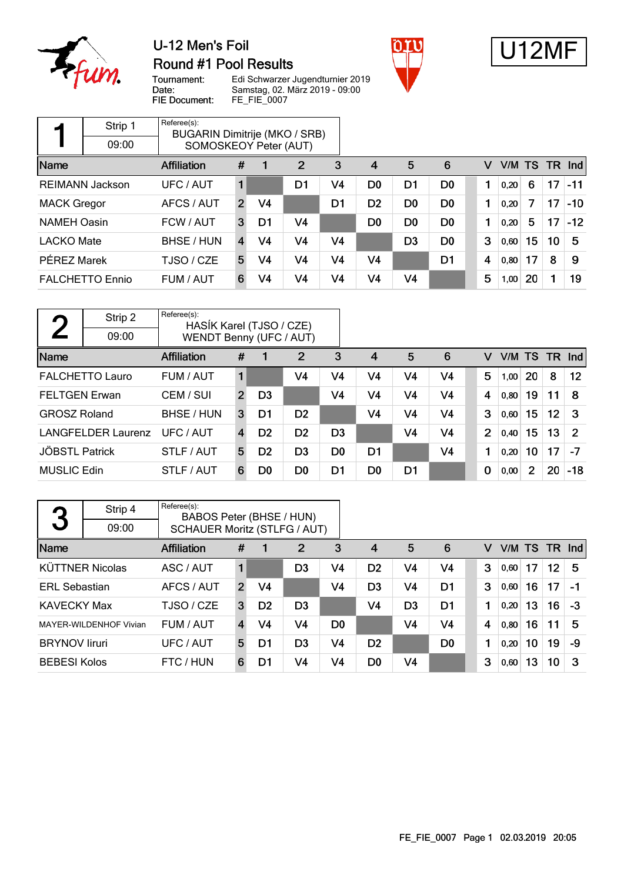# U-12 Men's Foil

## Round #1 Pool Results

Tournament: Edi Schwarzer Jugendturnier 2019
Date: Samstag, 02. März 2019 - 09:00
FIE Document: FE_FIE_0007

**U12MF**

### Pool 1 — Strip 1 — 09:00

Referee(s):
BUGARIN Dimitrije (MKO / SRB)
SOMOSKEOY Peter (AUT)

| Name | Affiliation | # | 1 | 2 | 3 | 4 | 5 | 6 | V | V/M | TS | TR | Ind |
|---|---|---|---|---|---|---|---|---|---|---|---|---|---|
| REIMANN Jackson | UFC / AUT | 1 | | D1 | V4 | D0 | D1 | D0 | 1 | 0,20 | 6 | 17 | -11 |
| MACK Gregor | AFCS / AUT | 2 | V4 | | D1 | D2 | D0 | D0 | 1 | 0,20 | 7 | 17 | -10 |
| NAMEH Oasin | FCW / AUT | 3 | D1 | V4 | | D0 | D0 | D0 | 1 | 0,20 | 5 | 17 | -12 |
| LACKO Mate | BHSE / HUN | 4 | V4 | V4 | V4 | | D3 | D0 | 3 | 0,60 | 15 | 10 | 5 |
| PÉREZ Marek | TJSO / CZE | 5 | V4 | V4 | V4 | V4 | | D1 | 4 | 0,80 | 17 | 8 | 9 |
| FALCHETTO Ennio | FUM / AUT | 6 | V4 | V4 | V4 | V4 | V4 | | 5 | 1,00 | 20 | 1 | 19 |

### Pool 2 — Strip 2 — 09:00

Referee(s):
HASÍK Karel (TJSO / CZE)
WENDT Benny (UFC / AUT)

| Name | Affiliation | # | 1 | 2 | 3 | 4 | 5 | 6 | V | V/M | TS | TR | Ind |
|---|---|---|---|---|---|---|---|---|---|---|---|---|---|
| FALCHETTO Lauro | FUM / AUT | 1 | | V4 | V4 | V4 | V4 | V4 | 5 | 1,00 | 20 | 8 | 12 |
| FELTGEN Erwan | CEM / SUI | 2 | D3 | | V4 | V4 | V4 | V4 | 4 | 0,80 | 19 | 11 | 8 |
| GROSZ Roland | BHSE / HUN | 3 | D1 | D2 | | V4 | V4 | V4 | 3 | 0,60 | 15 | 12 | 3 |
| LANGFELDER Laurenz | UFC / AUT | 4 | D2 | D2 | D3 | | V4 | V4 | 2 | 0,40 | 15 | 13 | 2 |
| JÖBSTL Patrick | STLF / AUT | 5 | D2 | D3 | D0 | D1 | | V4 | 1 | 0,20 | 10 | 17 | -7 |
| MUSLIC Edin | STLF / AUT | 6 | D0 | D0 | D1 | D0 | D1 | | 0 | 0,00 | 2 | 20 | -18 |

### Pool 3 — Strip 4 — 09:00

Referee(s):
BABOS Peter (BHSE / HUN)
SCHAUER Moritz (STLFG / AUT)

| Name | Affiliation | # | 1 | 2 | 3 | 4 | 5 | 6 | V | V/M | TS | TR | Ind |
|---|---|---|---|---|---|---|---|---|---|---|---|---|---|
| KÜTTNER Nicolas | ASC / AUT | 1 | | D3 | V4 | D2 | V4 | V4 | 3 | 0,60 | 17 | 12 | 5 |
| ERL Sebastian | AFCS / AUT | 2 | V4 | | V4 | D3 | V4 | D1 | 3 | 0,60 | 16 | 17 | -1 |
| KAVECKY Max | TJSO / CZE | 3 | D2 | D3 | | V4 | D3 | D1 | 1 | 0,20 | 13 | 16 | -3 |
| MAYER-WILDENHOF Vivian | FUM / AUT | 4 | V4 | V4 | D0 | | V4 | V4 | 4 | 0,80 | 16 | 11 | 5 |
| BRYNOV Iiruri | UFC / AUT | 5 | D1 | D3 | V4 | D2 | | D0 | 1 | 0,20 | 10 | 19 | -9 |
| BEBESI Kolos | FTC / HUN | 6 | D1 | V4 | V4 | D0 | V4 | | 3 | 0,60 | 13 | 10 | 3 |

FE_FIE_0007 Page 1 02.03.2019 20:05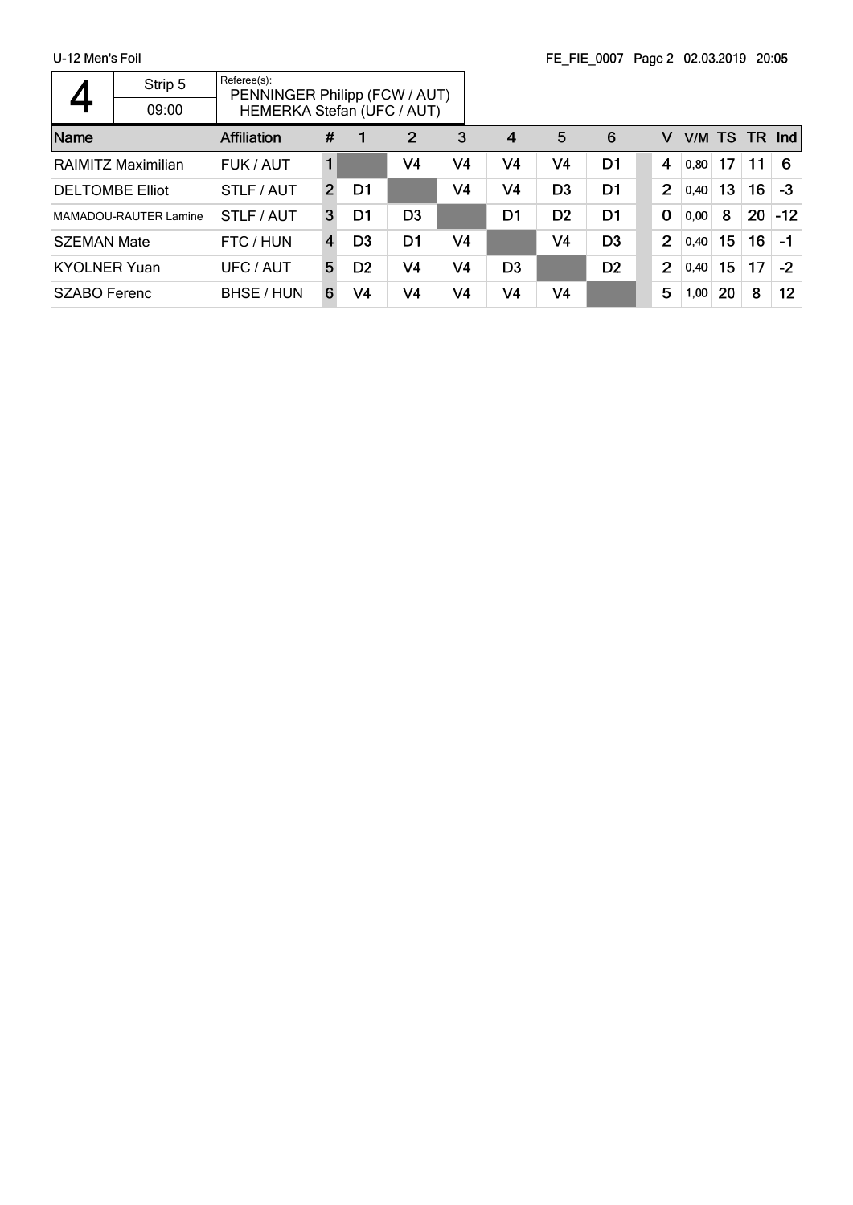U-12 Men's Foil

FE_FIE_0007

| 4 | Strip 5 | Referee(s): PENNINGER Philipp (FCW / AUT) |
|---|---|---|
| | 09:00 | HEMERKA Stefan (UFC / AUT) |

| Name | Affiliation | # | 1 | 2 | 3 | 4 | 5 | 6 | V | V/M | TS | TR | Ind |
|---|---|---|---|---|---|---|---|---|---|---|---|---|---|
| RAIMITZ Maximilian | FUK / AUT | 1 | | V4 | V4 | V4 | V4 | D1 | 4 | 0,80 | 17 | 11 | 6 |
| DELTOMBE Elliot | STLF / AUT | 2 | D1 | | V4 | V4 | D3 | D1 | 2 | 0,40 | 13 | 16 | -3 |
| MAMADOU-RAUTER Lamine | STLF / AUT | 3 | D1 | D3 | | D1 | D2 | D1 | 0 | 0,00 | 8 | 20 | -12 |
| SZEMAN Mate | FTC / HUN | 4 | D3 | D1 | V4 | | V4 | D3 | 2 | 0,40 | 15 | 16 | -1 |
| KYOLNER Yuan | UFC / AUT | 5 | D2 | V4 | V4 | D3 | | D2 | 2 | 0,40 | 15 | 17 | -2 |
| SZABO Ferenc | BHSE / HUN | 6 | V4 | V4 | V4 | V4 | V4 | | 5 | 1,00 | 20 | 8 | 12 |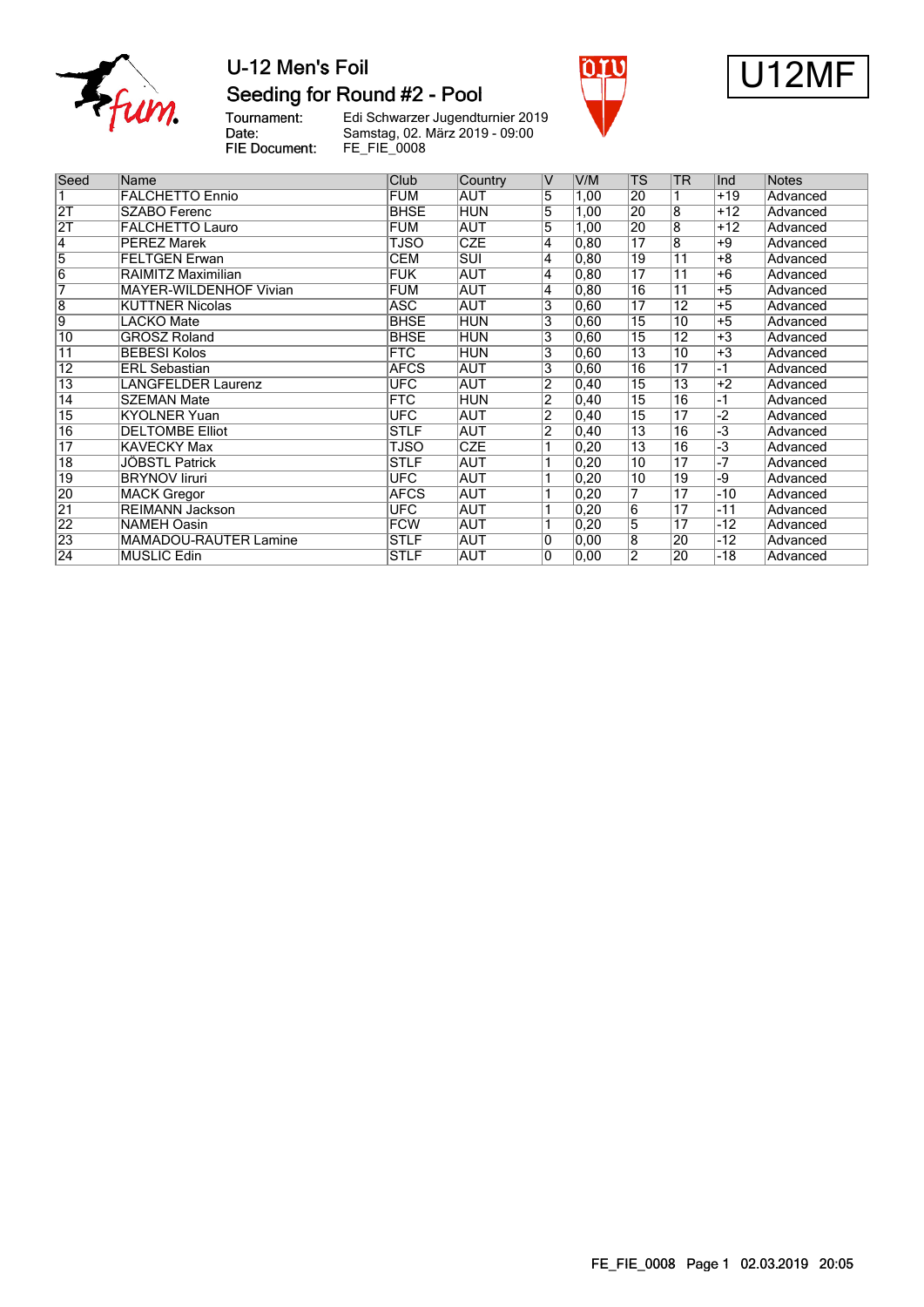# U-12 Men's Foil

## Seeding for Round #2 - Pool

Tournament: Edi Schwarzer Jugendturnier 2019
Date: Samstag, 02. März 2019 - 09:00
FIE Document: FE_FIE_0008

U12MF

| Seed | Name | Club | Country | V | V/M | TS | TR | Ind | Notes |
|---|---|---|---|---|---|---|---|---|---|
| 1 | FALCHETTO Ennio | FUM | AUT | 5 | 1,00 | 20 | 1 | +19 | Advanced |
| 2T | SZABO Ferenc | BHSE | HUN | 5 | 1,00 | 20 | 8 | +12 | Advanced |
| 2T | FALCHETTO Lauro | FUM | AUT | 5 | 1,00 | 20 | 8 | +12 | Advanced |
| 4 | PEREZ Marek | TJSO | CZE | 4 | 0,80 | 17 | 8 | +9 | Advanced |
| 5 | FELTGEN Erwan | CEM | SUI | 4 | 0,80 | 19 | 11 | +8 | Advanced |
| 6 | RAIMITZ Maximilian | FUK | AUT | 4 | 0,80 | 17 | 11 | +6 | Advanced |
| 7 | MAYER-WILDENHOF Vivian | FUM | AUT | 4 | 0,80 | 16 | 11 | +5 | Advanced |
| 8 | KUTTNER Nicolas | ASC | AUT | 3 | 0,60 | 17 | 12 | +5 | Advanced |
| 9 | LACKO Mate | BHSE | HUN | 3 | 0,60 | 15 | 10 | +5 | Advanced |
| 10 | GROSZ Roland | BHSE | HUN | 3 | 0,60 | 15 | 12 | +3 | Advanced |
| 11 | BEBESI Kolos | FTC | HUN | 3 | 0,60 | 13 | 10 | +3 | Advanced |
| 12 | ERL Sebastian | AFCS | AUT | 3 | 0,60 | 16 | 17 | -1 | Advanced |
| 13 | LANGFELDER Laurenz | UFC | AUT | 2 | 0,40 | 15 | 13 | +2 | Advanced |
| 14 | SZEMAN Mate | FTC | HUN | 2 | 0,40 | 15 | 16 | -1 | Advanced |
| 15 | KYOLNER Yuan | UFC | AUT | 2 | 0,40 | 15 | 17 | -2 | Advanced |
| 16 | DELTOMBE Elliot | STLF | AUT | 2 | 0,40 | 13 | 16 | -3 | Advanced |
| 17 | KAVECKY Max | TJSO | CZE | 1 | 0,20 | 13 | 16 | -3 | Advanced |
| 18 | JÖBSTL Patrick | STLF | AUT | 1 | 0,20 | 10 | 17 | -7 | Advanced |
| 19 | BRYNOV Iiruri | UFC | AUT | 1 | 0,20 | 10 | 19 | -9 | Advanced |
| 20 | MACK Gregor | AFCS | AUT | 1 | 0,20 | 7 | 17 | -10 | Advanced |
| 21 | REIMANN Jackson | UFC | AUT | 1 | 0,20 | 6 | 17 | -11 | Advanced |
| 22 | NAMEH Oasin | FCW | AUT | 1 | 0,20 | 5 | 17 | -12 | Advanced |
| 23 | MAMADOU-RAUTER Lamine | STLF | AUT | 0 | 0,00 | 8 | 20 | -12 | Advanced |
| 24 | MUSLIC Edin | STLF | AUT | 0 | 0,00 | 2 | 20 | -18 | Advanced |

FE_FIE_0008 Page 1 02.03.2019 20:05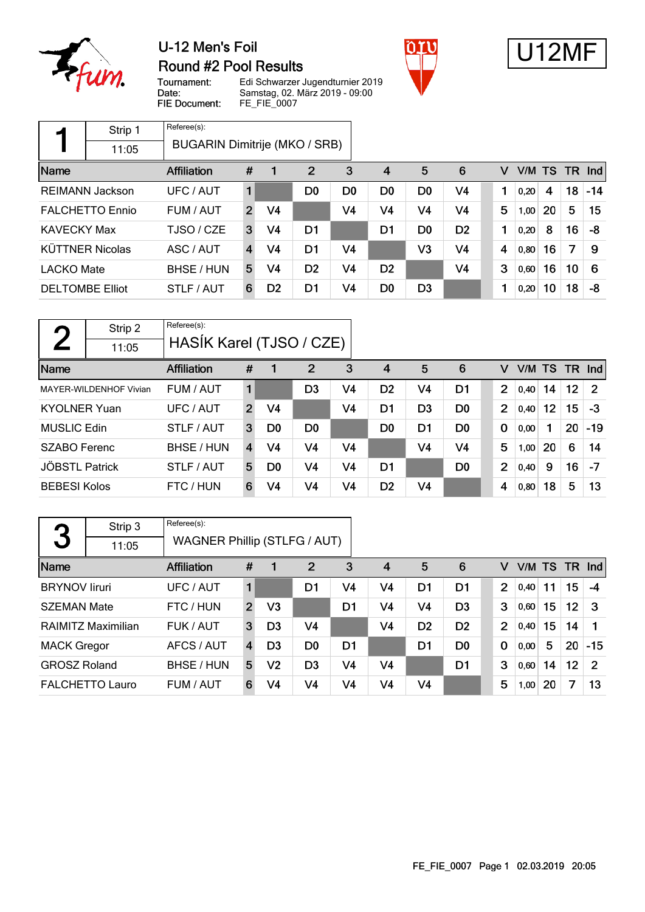# U-12 Men's Foil

## Round #2 Pool Results

U12MF

Tournament: Edi Schwarzer Jugendturnier 2019
Date: Samstag, 02. März 2019 - 09:00
FIE Document: FE_FIE_0007

### Pool 1 — Strip 1 — 11:05

Referee(s): BUGARIN Dimitrije (MKO / SRB)

| Name | Affiliation | # | 1 | 2 | 3 | 4 | 5 | 6 | V | V/M | TS | TR | Ind |
|---|---|---|---|---|---|---|---|---|---|---|---|---|---|
| REIMANN Jackson | UFC / AUT | 1 | | D0 | D0 | D0 | D0 | V4 | 1 | 0,20 | 4 | 18 | -14 |
| FALCHETTO Ennio | FUM / AUT | 2 | V4 | | V4 | V4 | V4 | V4 | 5 | 1,00 | 20 | 5 | 15 |
| KAVECKY Max | TJSO / CZE | 3 | V4 | D1 | | D1 | D0 | D2 | 1 | 0,20 | 8 | 16 | -8 |
| KÜTTNER Nicolas | ASC / AUT | 4 | V4 | D1 | V4 | | V3 | V4 | 4 | 0,80 | 16 | 7 | 9 |
| LACKO Mate | BHSE / HUN | 5 | V4 | D2 | V4 | D2 | | V4 | 3 | 0,60 | 16 | 10 | 6 |
| DELTOMBE Elliot | STLF / AUT | 6 | D2 | D1 | V4 | D0 | D3 | | 1 | 0,20 | 10 | 18 | -8 |

### Pool 2 — Strip 2 — 11:05

Referee(s): HASÍK Karel (TJSO / CZE)

| Name | Affiliation | # | 1 | 2 | 3 | 4 | 5 | 6 | V | V/M | TS | TR | Ind |
|---|---|---|---|---|---|---|---|---|---|---|---|---|---|
| MAYER-WILDENHOF Vivian | FUM / AUT | 1 | | D3 | V4 | D2 | V4 | D1 | 2 | 0,40 | 14 | 12 | 2 |
| KYOLNER Yuan | UFC / AUT | 2 | V4 | | V4 | D1 | D3 | D0 | 2 | 0,40 | 12 | 15 | -3 |
| MUSLIC Edin | STLF / AUT | 3 | D0 | D0 | | D0 | D1 | D0 | 0 | 0,00 | 1 | 20 | -19 |
| SZABO Ferenc | BHSE / HUN | 4 | V4 | V4 | V4 | | V4 | V4 | 5 | 1,00 | 20 | 6 | 14 |
| JÖBSTL Patrick | STLF / AUT | 5 | D0 | V4 | V4 | D1 | | D0 | 2 | 0,40 | 9 | 16 | -7 |
| BEBESI Kolos | FTC / HUN | 6 | V4 | V4 | V4 | D2 | V4 | | 4 | 0,80 | 18 | 5 | 13 |

### Pool 3 — Strip 3 — 11:05

Referee(s): WAGNER Phillip (STLFG / AUT)

| Name | Affiliation | # | 1 | 2 | 3 | 4 | 5 | 6 | V | V/M | TS | TR | Ind |
|---|---|---|---|---|---|---|---|---|---|---|---|---|---|
| BRYNOV Iiruri | UFC / AUT | 1 | | D1 | V4 | V4 | D1 | D1 | 2 | 0,40 | 11 | 15 | -4 |
| SZEMAN Mate | FTC / HUN | 2 | V3 | | D1 | V4 | V4 | D3 | 3 | 0,60 | 15 | 12 | 3 |
| RAIMITZ Maximilian | FUK / AUT | 3 | D3 | V4 | | V4 | D2 | D2 | 2 | 0,40 | 15 | 14 | 1 |
| MACK Gregor | AFCS / AUT | 4 | D3 | D0 | D1 | | D1 | D0 | 0 | 0,00 | 5 | 20 | -15 |
| GROSZ Roland | BHSE / HUN | 5 | V2 | D3 | V4 | V4 | | D1 | 3 | 0,60 | 14 | 12 | 2 |
| FALCHETTO Lauro | FUM / AUT | 6 | V4 | V4 | V4 | V4 | V4 | | 5 | 1,00 | 20 | 7 | 13 |

FE_FIE_0007 Page 1 02.03.2019 20:05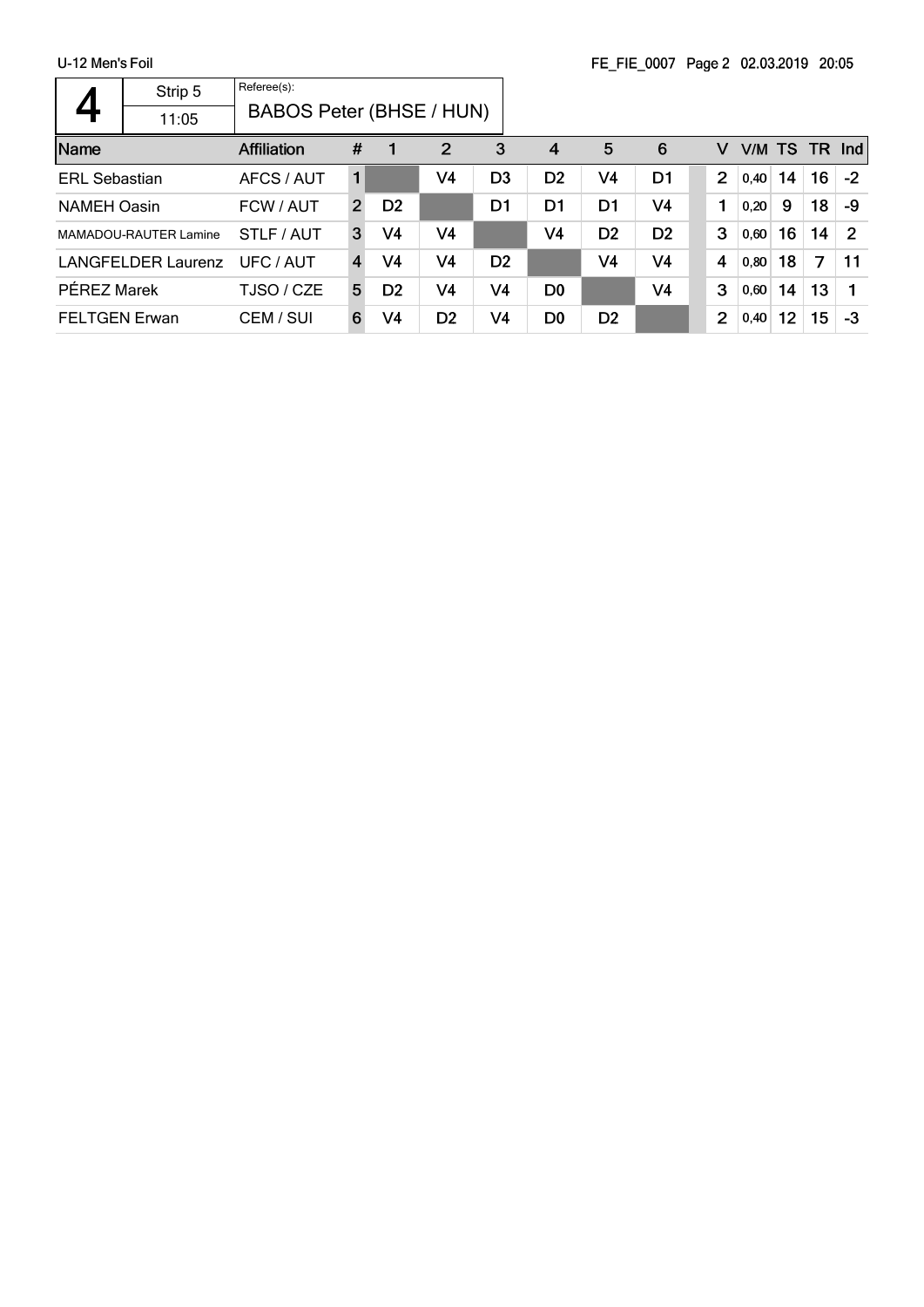U-12 Men's Foil

| 4 | Strip 5 | Referee(s): |
|---|---|---|
| | 11:05 | BABOS Peter (BHSE / HUN) |

| Name | Affiliation | # | 1 | 2 | 3 | 4 | 5 | 6 | | V | V/M | TS | TR | Ind |
|---|---|---|---|---|---|---|---|---|---|---|---|---|---|---|
| ERL Sebastian | AFCS / AUT | 1 | | V4 | D3 | D2 | V4 | D1 | | 2 | 0,40 | 14 | 16 | -2 |
| NAMEH Oasin | FCW / AUT | 2 | D2 | | D1 | D1 | D1 | V4 | | 1 | 0,20 | 9 | 18 | -9 |
| MAMADOU-RAUTER Lamine | STLF / AUT | 3 | V4 | V4 | | V4 | D2 | D2 | | 3 | 0,60 | 16 | 14 | 2 |
| LANGFELDER Laurenz | UFC / AUT | 4 | V4 | V4 | D2 | | V4 | V4 | | 4 | 0,80 | 18 | 7 | 11 |
| PÉREZ Marek | TJSO / CZE | 5 | D2 | V4 | V4 | D0 | | V4 | | 3 | 0,60 | 14 | 13 | 1 |
| FELTGEN Erwan | CEM / SUI | 6 | V4 | D2 | V4 | D0 | D2 | | | 2 | 0,40 | 12 | 15 | -3 |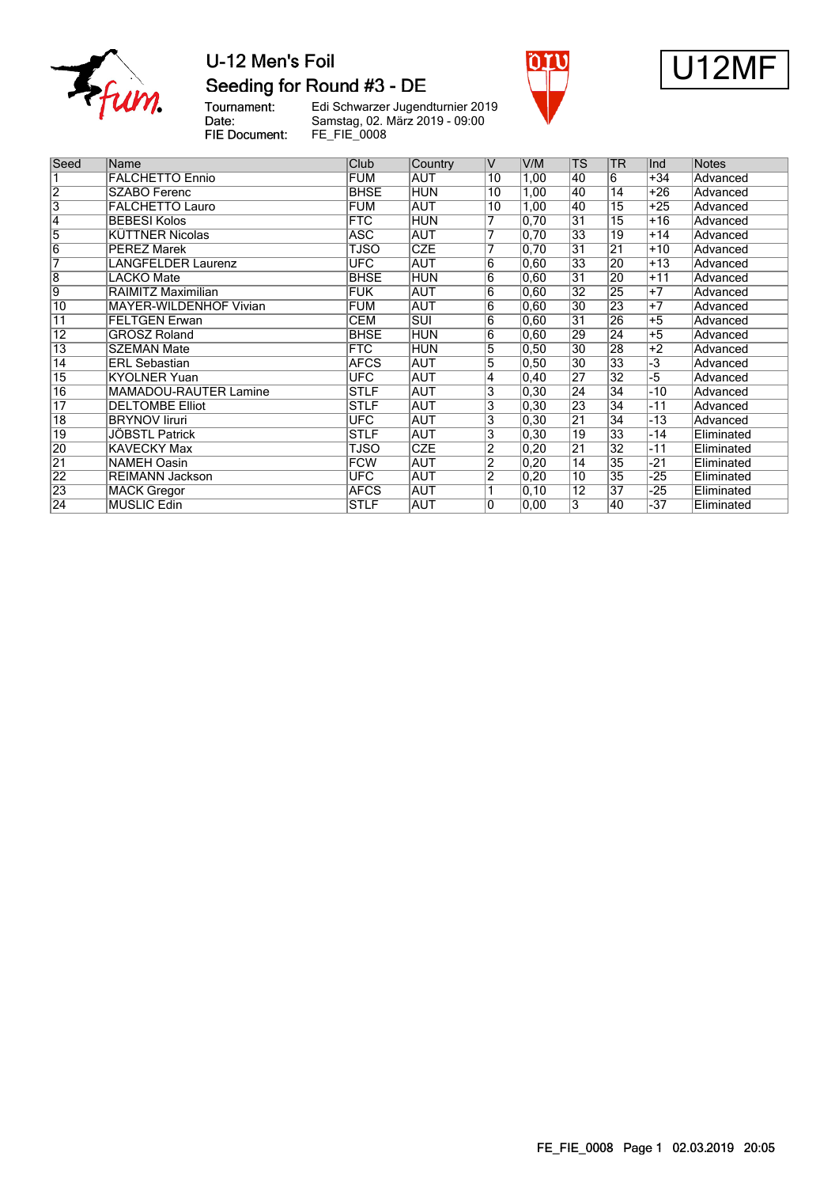# U-12 Men's Foil

## Seeding for Round #3 - DE

U12MF

Tournament: Edi Schwarzer Jugendturnier 2019
Date: Samstag, 02. März 2019 - 09:00
FIE Document: FE_FIE_0008

| Seed | Name | Club | Country | V | V/M | TS | TR | Ind | Notes |
|---|---|---|---|---|---|---|---|---|---|
| 1 | FALCHETTO Ennio | FUM | AUT | 10 | 1,00 | 40 | 6 | +34 | Advanced |
| 2 | SZABO Ferenc | BHSE | HUN | 10 | 1,00 | 40 | 14 | +26 | Advanced |
| 3 | FALCHETTO Lauro | FUM | AUT | 10 | 1,00 | 40 | 15 | +25 | Advanced |
| 4 | BEBESI Kolos | FTC | HUN | 7 | 0,70 | 31 | 15 | +16 | Advanced |
| 5 | KÜTTNER Nicolas | ASC | AUT | 7 | 0,70 | 33 | 19 | +14 | Advanced |
| 6 | PEREZ Marek | TJSO | CZE | 7 | 0,70 | 31 | 21 | +10 | Advanced |
| 7 | LANGFELDER Laurenz | UFC | AUT | 6 | 0,60 | 33 | 20 | +13 | Advanced |
| 8 | LACKO Mate | BHSE | HUN | 6 | 0,60 | 31 | 20 | +11 | Advanced |
| 9 | RAIMITZ Maximilian | FUK | AUT | 6 | 0,60 | 32 | 25 | +7 | Advanced |
| 10 | MAYER-WILDENHOF Vivian | FUM | AUT | 6 | 0,60 | 30 | 23 | +7 | Advanced |
| 11 | FELTGEN Erwan | CEM | SUI | 6 | 0,60 | 31 | 26 | +5 | Advanced |
| 12 | GROSZ Roland | BHSE | HUN | 6 | 0,60 | 29 | 24 | +5 | Advanced |
| 13 | SZEMAN Mate | FTC | HUN | 5 | 0,50 | 30 | 28 | +2 | Advanced |
| 14 | ERL Sebastian | AFCS | AUT | 5 | 0,50 | 30 | 33 | -3 | Advanced |
| 15 | KYOLNER Yuan | UFC | AUT | 4 | 0,40 | 27 | 32 | -5 | Advanced |
| 16 | MAMADOU-RAUTER Lamine | STLF | AUT | 3 | 0,30 | 24 | 34 | -10 | Advanced |
| 17 | DELTOMBE Elliot | STLF | AUT | 3 | 0,30 | 23 | 34 | -11 | Advanced |
| 18 | BRYNOV Iiruri | UFC | AUT | 3 | 0,30 | 21 | 34 | -13 | Advanced |
| 19 | JÖBSTL Patrick | STLF | AUT | 3 | 0,30 | 19 | 33 | -14 | Eliminated |
| 20 | KAVECKY Max | TJSO | CZE | 2 | 0,20 | 21 | 32 | -11 | Eliminated |
| 21 | NAMEH Oasin | FCW | AUT | 2 | 0,20 | 14 | 35 | -21 | Eliminated |
| 22 | REIMANN Jackson | UFC | AUT | 2 | 0,20 | 10 | 35 | -25 | Eliminated |
| 23 | MACK Gregor | AFCS | AUT | 1 | 0,10 | 12 | 37 | -25 | Eliminated |
| 24 | MUSLIC Edin | STLF | AUT | 0 | 0,00 | 3 | 40 | -37 | Eliminated |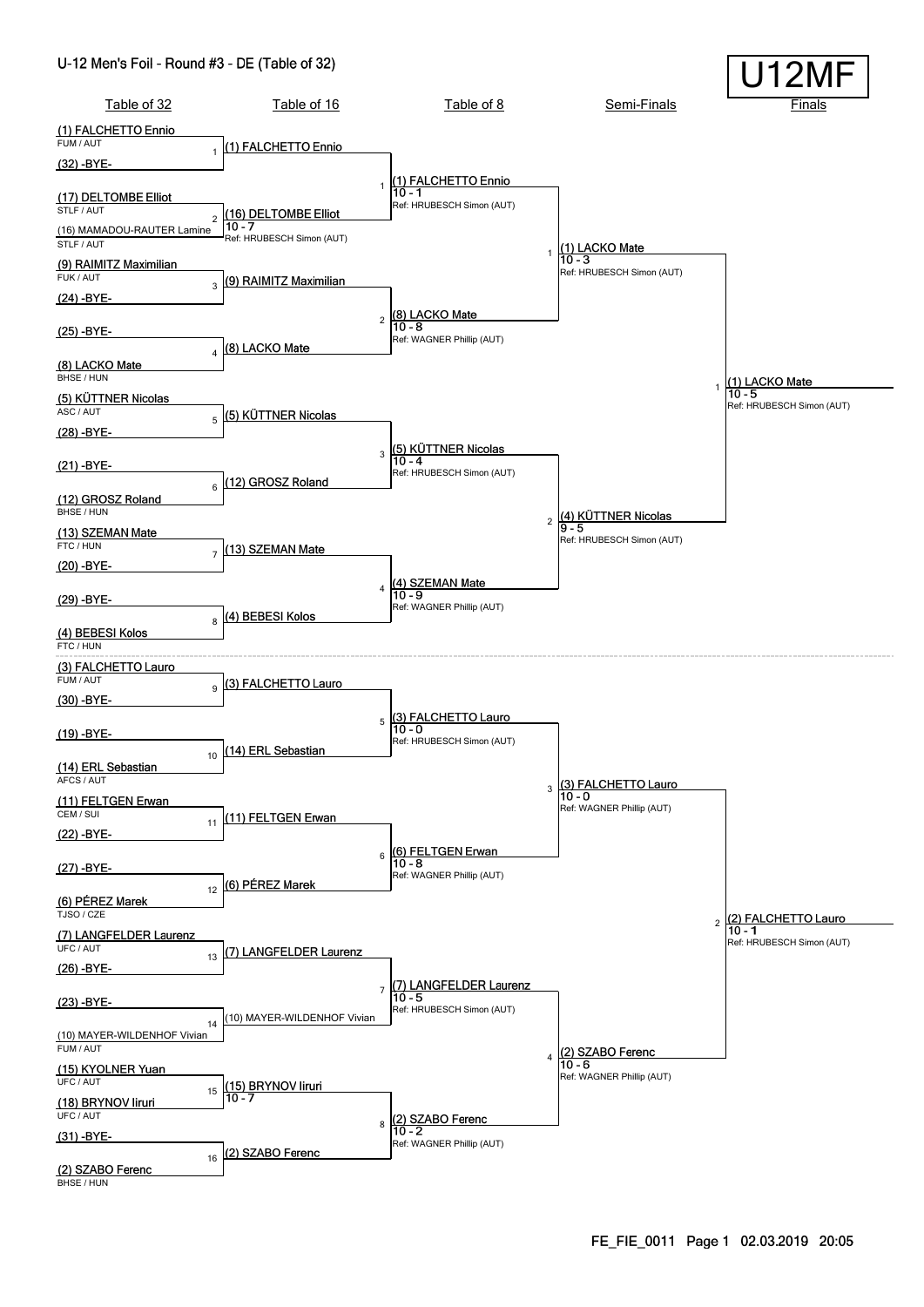# U-12 Men's Foil - Round #3 - DE (Table of 32)

U12MF

## Table of 32

| # | Fencer A | Fencer B |
|---|---|---|
| 1 | (1) FALCHETTO Ennio (FUM / AUT) | (32) -BYE- |
| 2 | (17) DELTOMBE Elliot (STLF / AUT) | (16) MAMADOU-RAUTER Lamine (STLF / AUT) |
| 3 | (9) RAIMITZ Maximilian (FUK / AUT) | (24) -BYE- |
| 4 | (25) -BYE- | (8) LACKO Mate (BHSE / HUN) |
| 5 | (5) KÜTTNER Nicolas (ASC / AUT) | (28) -BYE- |
| 6 | (21) -BYE- | (12) GROSZ Roland (BHSE / HUN) |
| 7 | (13) SZEMAN Mate (FTC / HUN) | (20) -BYE- |
| 8 | (29) -BYE- | (4) BEBESI Kolos (FTC / HUN) |
| 9 | (3) FALCHETTO Lauro (FUM / AUT) | (30) -BYE- |
| 10 | (19) -BYE- | (14) ERL Sebastian (AFCS / AUT) |
| 11 | (11) FELTGEN Erwan (CEM / SUI) | (22) -BYE- |
| 12 | (27) -BYE- | (6) PÉREZ Marek (TJSO / CZE) |
| 13 | (7) LANGFELDER Laurenz (UFC / AUT) | (26) -BYE- |
| 14 | (23) -BYE- | (10) MAYER-WILDENHOF Vivian (FUM / AUT) |
| 15 | (15) KYOLNER Yuan (UFC / AUT) | (18) BRYNOV Iiruri (UFC / AUT) |
| 16 | (31) -BYE- | (2) SZABO Ferenc (BHSE / HUN) |

## Table of 16

| # | Winner | Score | Referee |
|---|---|---|---|
| 1 | (1) FALCHETTO Ennio | | |
| 2 | (16) DELTOMBE Elliot | 10 - 7 | Ref: HRUBESCH Simon (AUT) |
| 3 | (9) RAIMITZ Maximilian | | |
| 4 | (8) LACKO Mate | | |
| 5 | (5) KÜTTNER Nicolas | | |
| 6 | (12) GROSZ Roland | | |
| 7 | (13) SZEMAN Mate | | |
| 8 | (4) BEBESI Kolos | | |
| 9 | (3) FALCHETTO Lauro | | |
| 10 | (14) ERL Sebastian | | |
| 11 | (11) FELTGEN Erwan | | |
| 12 | (6) PÉREZ Marek | | |
| 13 | (7) LANGFELDER Laurenz | | |
| 14 | (10) MAYER-WILDENHOF Vivian | | |
| 15 | (15) BRYNOV Iiruri | 10 - 7 | |
| 16 | (2) SZABO Ferenc | | |

## Table of 8

| # | Winner | Score | Referee |
|---|---|---|---|
| 1 | (1) FALCHETTO Ennio | 10 - 1 | Ref: HRUBESCH Simon (AUT) |
| 2 | (8) LACKO Mate | 10 - 8 | Ref: WAGNER Phillip (AUT) |
| 3 | (5) KÜTTNER Nicolas | 10 - 4 | Ref: HRUBESCH Simon (AUT) |
| 4 | (4) SZEMAN Mate | 10 - 9 | Ref: WAGNER Phillip (AUT) |
| 5 | (3) FALCHETTO Lauro | 10 - 0 | Ref: HRUBESCH Simon (AUT) |
| 6 | (6) FELTGEN Erwan | 10 - 8 | Ref: WAGNER Phillip (AUT) |
| 7 | (7) LANGFELDER Laurenz | 10 - 5 | Ref: HRUBESCH Simon (AUT) |
| 8 | (2) SZABO Ferenc | 10 - 2 | Ref: WAGNER Phillip (AUT) |

## Semi-Finals

| # | Winner | Score | Referee |
|---|---|---|---|
| 1 | (1) LACKO Mate | 10 - 3 | Ref: HRUBESCH Simon (AUT) |
| 2 | (4) KÜTTNER Nicolas | 9 - 5 | Ref: HRUBESCH Simon (AUT) |
| 3 | (3) FALCHETTO Lauro | 10 - 0 | Ref: WAGNER Phillip (AUT) |
| 4 | (2) SZABO Ferenc | 10 - 6 | Ref: WAGNER Phillip (AUT) |

## Finals

| # | Winner | Score | Referee |
|---|---|---|---|
| 1 | (1) LACKO Mate | 10 - 5 | Ref: HRUBESCH Simon (AUT) |
| 2 | (2) FALCHETTO Lauro | 10 - 1 | Ref: HRUBESCH Simon (AUT) |

FE_FIE_0011 Page 1 02.03.2019 20:05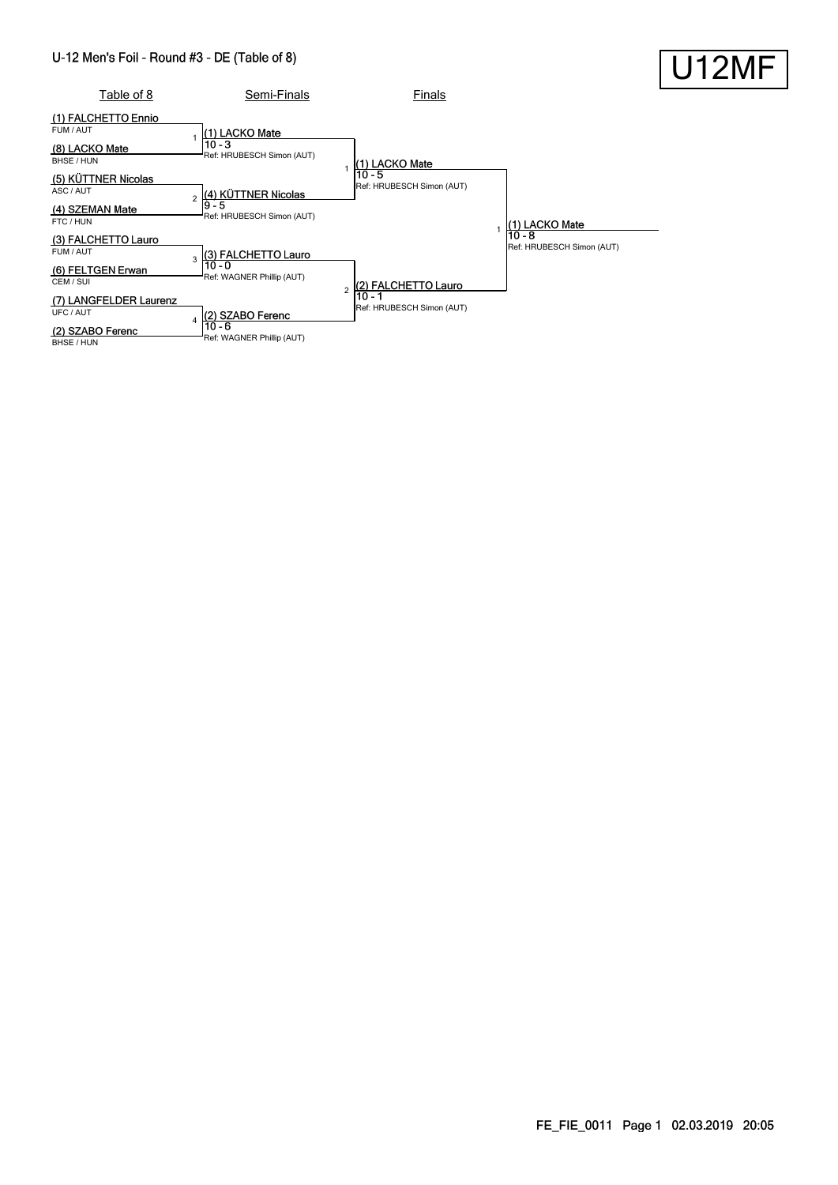# U-12 Men's Foil - Round #3 - DE (Table of 8)

**U12MF**

## Table of 8

| # | Fencer | Club / Nation |
|---|---|---|
| 1 | (1) FALCHETTO Ennio | FUM / AUT |
| | (8) LACKO Mate | BHSE / HUN |
| 2 | (5) KÜTTNER Nicolas | ASC / AUT |
| | (4) SZEMAN Mate | FTC / HUN |
| 3 | (3) FALCHETTO Lauro | FUM / AUT |
| | (6) FELTGEN Erwan | CEM / SUI |
| 4 | (7) LANGFELDER Laurenz | UFC / AUT |
| | (2) SZABO Ferenc | BHSE / HUN |

## Semi-Finals

| # | Winner | Score | Referee |
|---|---|---|---|
| 1 | (1) LACKO Mate | 10 - 3 | Ref: HRUBESCH Simon (AUT) |
| 2 | (4) KÜTTNER Nicolas | 9 - 5 | Ref: HRUBESCH Simon (AUT) |
| 3 | (3) FALCHETTO Lauro | 10 - 0 | Ref: WAGNER Phillip (AUT) |
| 4 | (2) SZABO Ferenc | 10 - 6 | Ref: WAGNER Phillip (AUT) |

## Finals

| # | Winner | Score | Referee |
|---|---|---|---|
| 1 | (1) LACKO Mate | 10 - 5 | Ref: HRUBESCH Simon (AUT) |
| 2 | (2) FALCHETTO Lauro | 10 - 1 | Ref: HRUBESCH Simon (AUT) |

## Final

| # | Winner | Score | Referee |
|---|---|---|---|
| 1 | (1) LACKO Mate | 10 - 8 | Ref: HRUBESCH Simon (AUT) |

FE_FIE_0011 Page 1 02.03.2019 20:05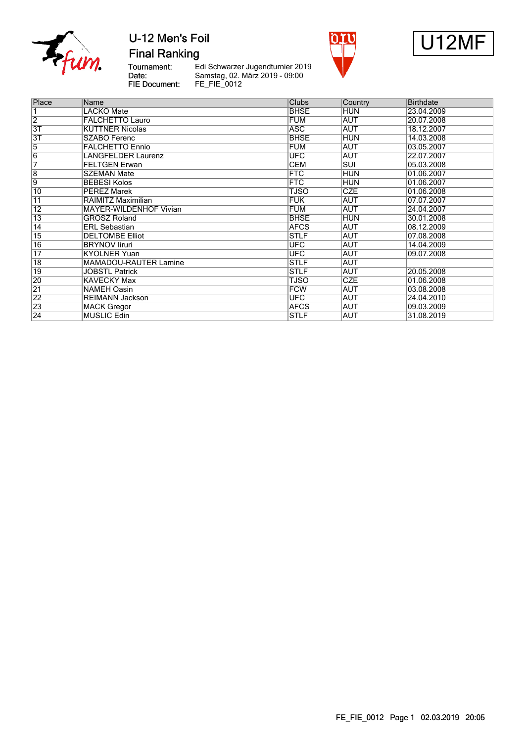# U-12 Men's Foil

## Final Ranking

Tournament: Edi Schwarzer Jugendturnier 2019
Date: Samstag, 02. März 2019 - 09:00
FIE Document: FE_FIE_0012

U12MF

| Place | Name | Clubs | Country | Birthdate |
|---|---|---|---|---|
| 1 | LACKO Mate | BHSE | HUN | 23.04.2009 |
| 2 | FALCHETTO Lauro | FUM | AUT | 20.07.2008 |
| 3T | KÜTTNER Nicolas | ASC | AUT | 18.12.2007 |
| 3T | SZABO Ferenc | BHSE | HUN | 14.03.2008 |
| 5 | FALCHETTO Ennio | FUM | AUT | 03.05.2007 |
| 6 | LANGFELDER Laurenz | UFC | AUT | 22.07.2007 |
| 7 | FELTGEN Erwan | CEM | SUI | 05.03.2008 |
| 8 | SZEMAN Mate | FTC | HUN | 01.06.2007 |
| 9 | BEBESI Kolos | FTC | HUN | 01.06.2007 |
| 10 | PEREZ Marek | TJSO | CZE | 01.06.2008 |
| 11 | RAIMITZ Maximilian | FUK | AUT | 07.07.2007 |
| 12 | MAYER-WILDENHOF Vivian | FUM | AUT | 24.04.2007 |
| 13 | GROSZ Roland | BHSE | HUN | 30.01.2008 |
| 14 | ERL Sebastian | AFCS | AUT | 08.12.2009 |
| 15 | DELTOMBE Elliot | STLF | AUT | 07.08.2008 |
| 16 | BRYNOV Iiruri | UFC | AUT | 14.04.2009 |
| 17 | KYOLNER Yuan | UFC | AUT | 09.07.2008 |
| 18 | MAMADOU-RAUTER Lamine | STLF | AUT | |
| 19 | JÖBSTL Patrick | STLF | AUT | 20.05.2008 |
| 20 | KAVECKY Max | TJSO | CZE | 01.06.2008 |
| 21 | NAMEH Oasin | FCW | AUT | 03.08.2008 |
| 22 | REIMANN Jackson | UFC | AUT | 24.04.2010 |
| 23 | MACK Gregor | AFCS | AUT | 09.03.2009 |
| 24 | MUSLIC Edin | STLF | AUT | 31.08.2019 |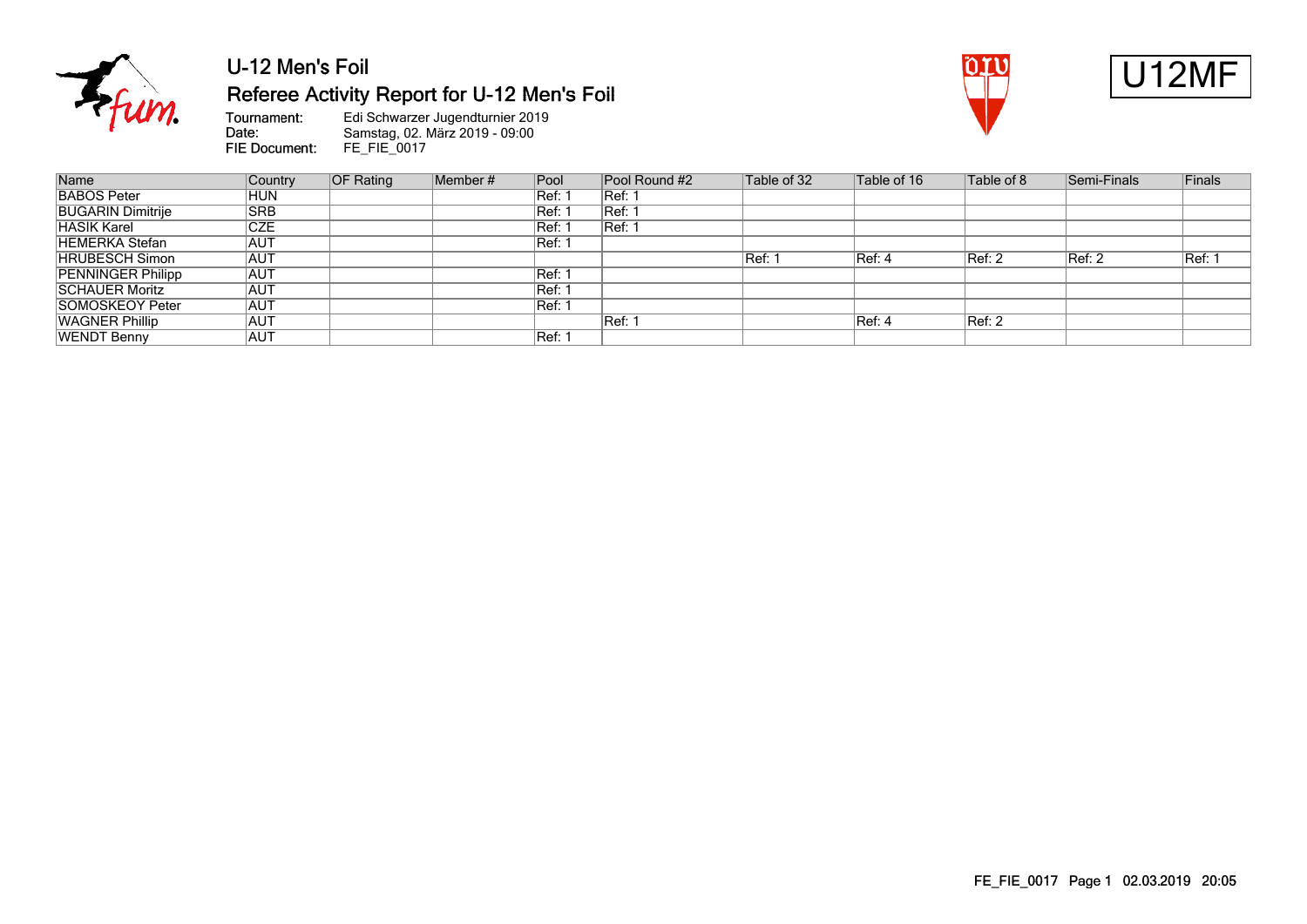# U-12 Men's Foil

## Referee Activity Report for U-12 Men's Foil

**Tournament:** Edi Schwarzer Jugendturnier 2019
**Date:** Samstag, 02. März 2019 - 09:00
**FIE Document:** FE_FIE_0017

U12MF

| Name | Country | OF Rating | Member # | Pool | Pool Round #2 | Table of 32 | Table of 16 | Table of 8 | Semi-Finals | Finals |
|---|---|---|---|---|---|---|---|---|---|---|
| BABOS Peter | HUN | | | Ref: 1 | Ref: 1 | | | | | |
| BUGARIN Dimitrije | SRB | | | Ref: 1 | Ref: 1 | | | | | |
| HASIK Karel | CZE | | | Ref: 1 | Ref: 1 | | | | | |
| HEMERKA Stefan | AUT | | | Ref: 1 | | | | | | |
| HRUBESCH Simon | AUT | | | | | Ref: 1 | Ref: 4 | Ref: 2 | Ref: 2 | Ref: 1 |
| PENNINGER Philipp | AUT | | | Ref: 1 | | | | | | |
| SCHAUER Moritz | AUT | | | Ref: 1 | | | | | | |
| SOMOSKEOY Peter | AUT | | | Ref: 1 | | | | | | |
| WAGNER Phillip | AUT | | | | Ref: 1 | | Ref: 4 | Ref: 2 | | |
| WENDT Benny | AUT | | | Ref: 1 | | | | | | |

FE_FIE_0017 Page 1 02.03.2019 20:05